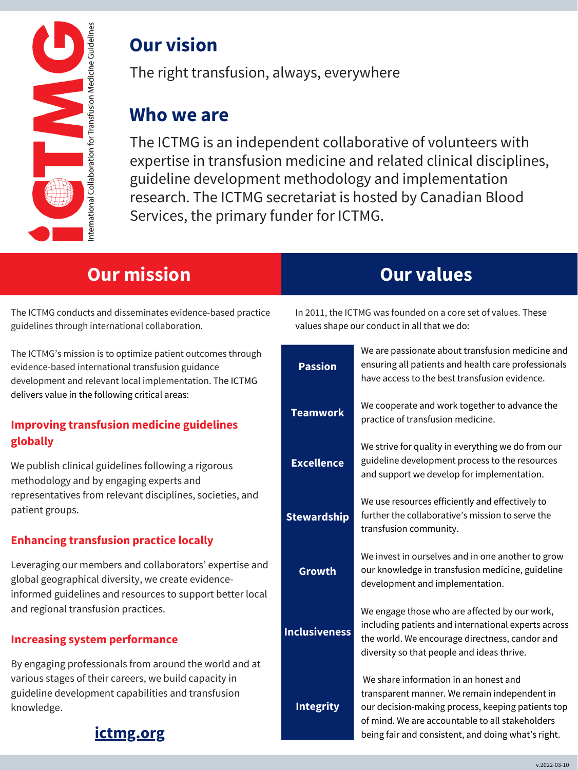ICTMG International Collaboration for Transfusion Medicine Guidelines

## Our vision

The right transfusion, always, everywhere

## Who we are

The ICTMG is an independent collaborative of volunteers with expertise in transfusion medicine and related clinical disciplines, guideline development methodology and implementation research. The ICTMG secretariat is hosted by Canadian Blood Services, the primary funder for ICTMG.

## Our mission

The ICTMG conducts and disseminates evidence-based practice guidelines through international collaboration.

The ICTMG's mission is to optimize patient outcomes through evidence-based international transfusion guidance development and relevant local implementation. The ICTMG delivers value in the following critical areas:

### Improving transfusion medicine guidelines globally

We publish clinical guidelines following a rigorous methodology and by engaging experts and representatives from relevant disciplines, societies, and patient groups.

### Enhancing transfusion practice locally

Leveraging our members and collaborators' expertise and global geographical diversity, we create evidence-informed guidelines and resources to support better local and regional transfusion practices.

### Increasing system performance

By engaging professionals from around the world and at various stages of their careers, we build capacity in guideline development capabilities and transfusion knowledge.

**ictmg.org**

## Our values

In 2011, the ICTMG was founded on a core set of values. These values shape our conduct in all that we do:

| | |
|---|---|
| **Passion** | We are passionate about transfusion medicine and ensuring all patients and health care professionals have access to the best transfusion evidence. |
| **Teamwork** | We cooperate and work together to advance the practice of transfusion medicine. |
| **Excellence** | We strive for quality in everything we do from our guideline development process to the resources and support we develop for implementation. |
| **Stewardship** | We use resources efficiently and effectively to further the collaborative's mission to serve the transfusion community. |
| **Growth** | We invest in ourselves and in one another to grow our knowledge in transfusion medicine, guideline development and implementation. |
| **Inclusiveness** | We engage those who are affected by our work, including patients and international experts across the world. We encourage directness, candor and diversity so that people and ideas thrive. |
| **Integrity** | We share information in an honest and transparent manner. We remain independent in our decision-making process, keeping patients top of mind. We are accountable to all stakeholders being fair and consistent, and doing what's right. |

v.2022-03-10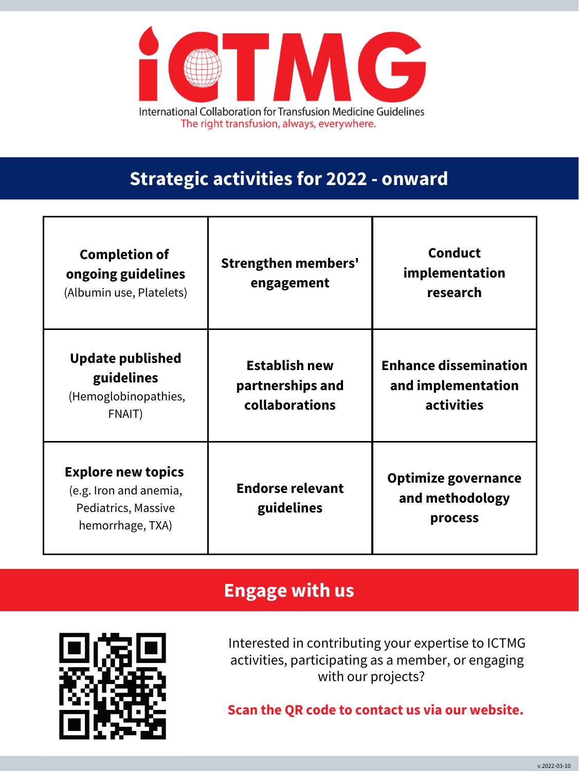# ICTMG

International Collaboration for Transfusion Medicine Guidelines

The right transfusion, always, everywhere.

## Strategic activities for 2022 - onward

| | | |
|---|---|---|
| **Completion of ongoing guidelines** (Albumin use, Platelets) | **Strengthen members' engagement** | **Conduct implementation research** |
| **Update published guidelines** (Hemoglobinopathies, FNAIT) | **Establish new partnerships and collaborations** | **Enhance dissemination and implementation activities** |
| **Explore new topics** (e.g. Iron and anemia, Pediatrics, Massive hemorrhage, TXA) | **Endorse relevant guidelines** | **Optimize governance and methodology process** |

## Engage with us

Interested in contributing your expertise to ICTMG activities, participating as a member, or engaging with our projects?

**Scan the QR code to contact us via our website.**

v.2022-03-10